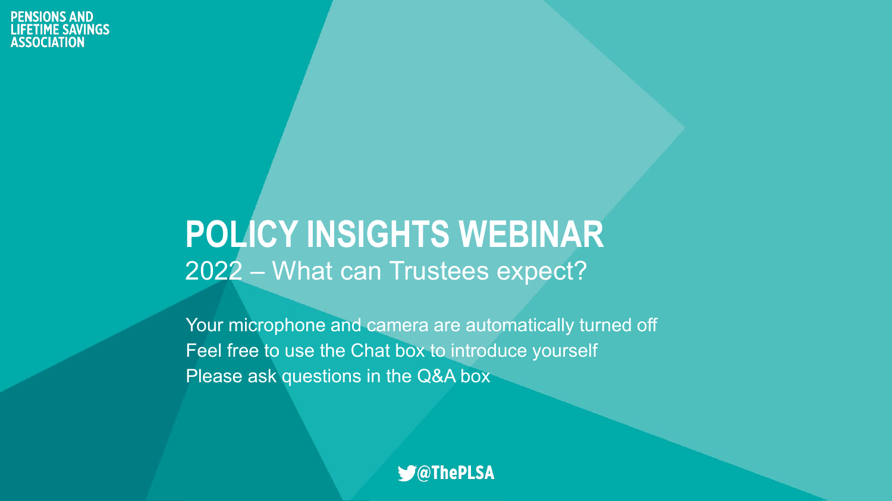PENSIONS AND LIFETIME SAVINGS ASSOCIATION

# POLICY INSIGHTS WEBINAR

2022 – What can Trustees expect?

Your microphone and camera are automatically turned off
Feel free to use the Chat box to introduce yourself
Please ask questions in the Q&A box

@ThePLSA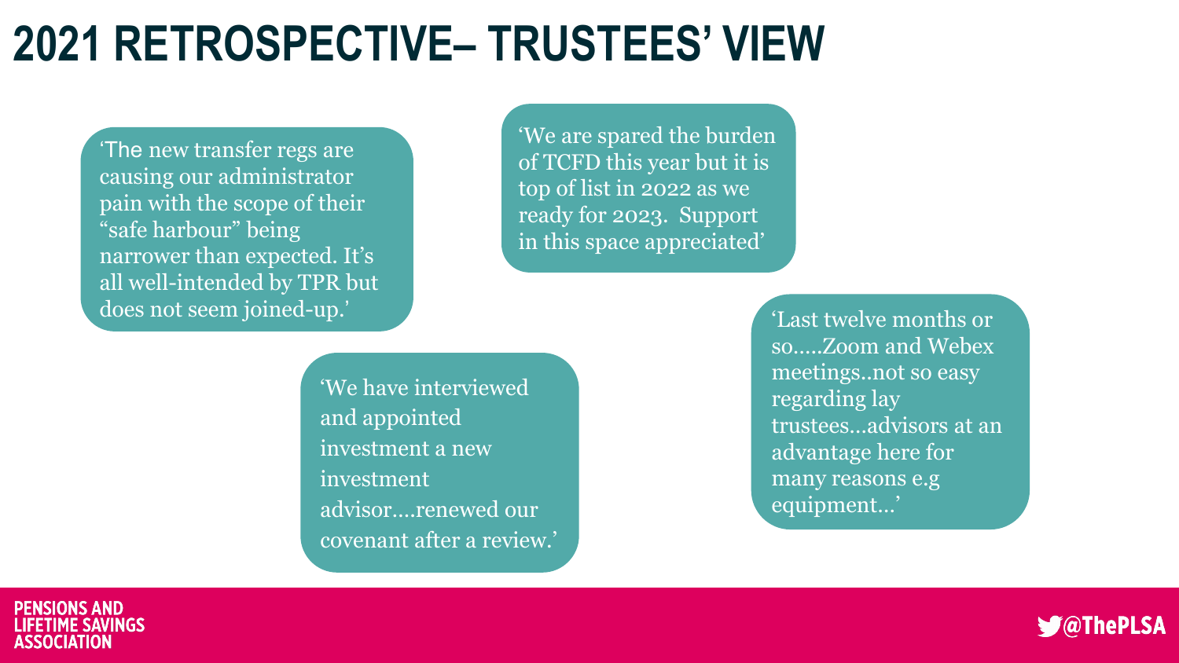# 2021 RETROSPECTIVE– TRUSTEES' VIEW

'The new transfer regs are causing our administrator pain with the scope of their "safe harbour" being narrower than expected. It's all well-intended by TPR but does not seem joined-up.'

'We are spared the burden of TCFD this year but it is top of list in 2022 as we ready for 2023. Support in this space appreciated'

'We have interviewed and appointed investment a new investment advisor….renewed our covenant after a review.'

'Last twelve months or so…..Zoom and Webex meetings..not so easy regarding lay trustees…advisors at an advantage here for many reasons e.g equipment…'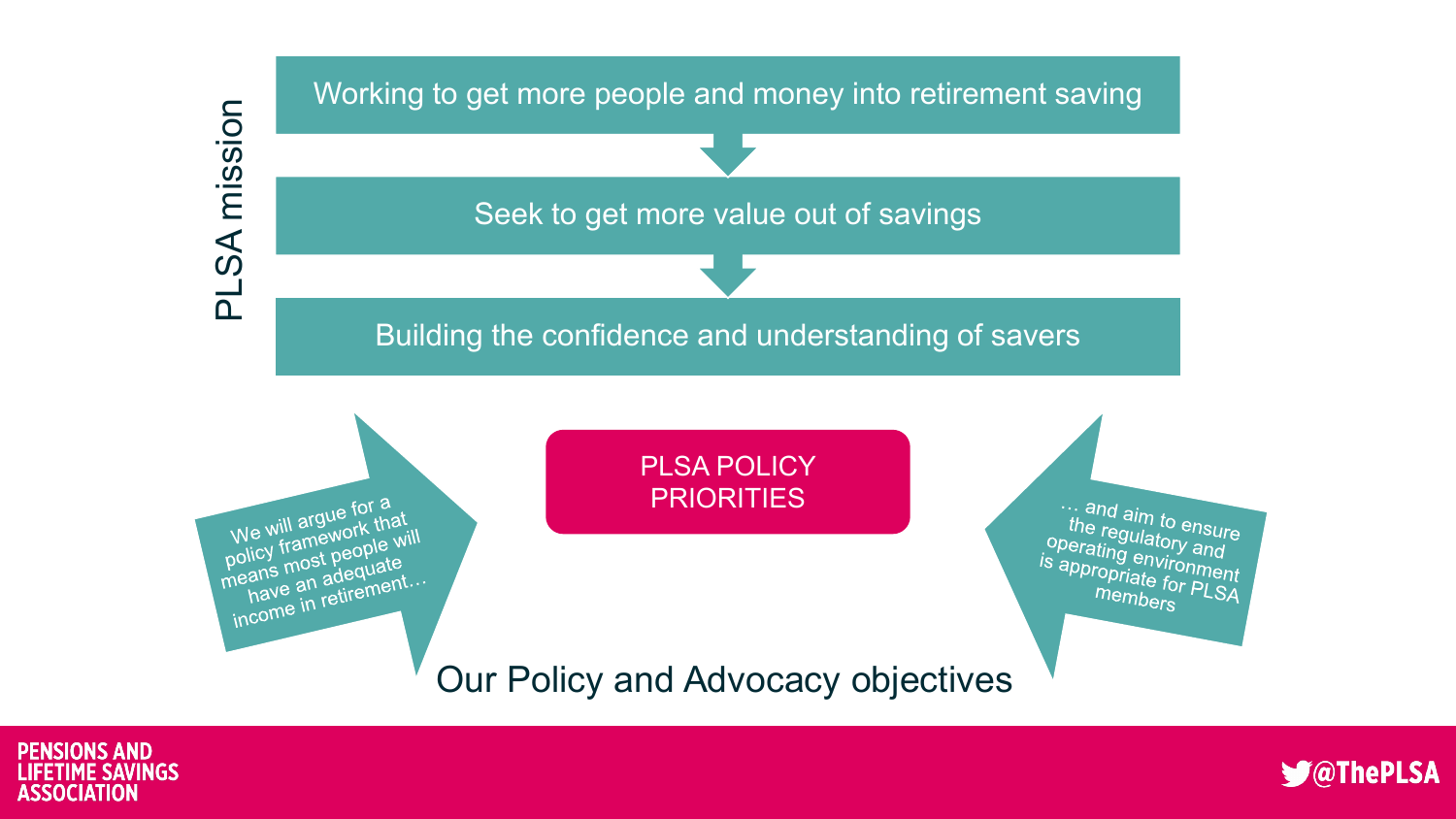## PLSA mission

Working to get more people and money into retirement saving

Seek to get more value out of savings

Building the confidence and understanding of savers

We will argue for a policy framework that means most people will have an adequate income in retirement…

PLSA POLICY PRIORITIES

… and aim to ensure the regulatory and operating environment is appropriate for PLSA members

Our Policy and Advocacy objectives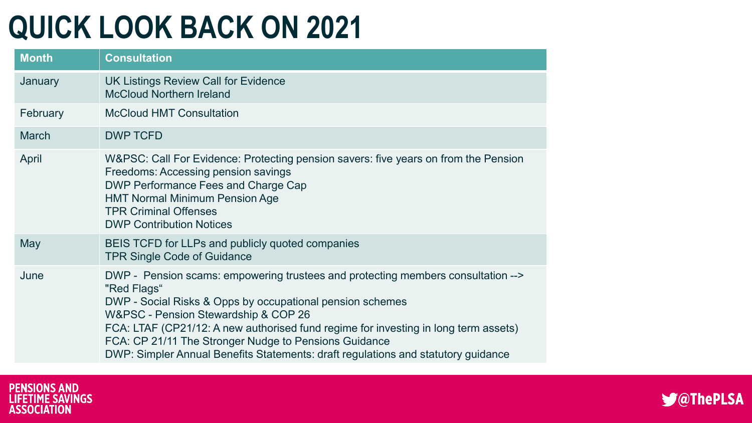# QUICK LOOK BACK ON 2021

| Month | Consultation |
| --- | --- |
| January | UK Listings Review Call for Evidence<br>McCloud Northern Ireland |
| February | McCloud HMT Consultation |
| March | DWP TCFD |
| April | W&PSC: Call For Evidence: Protecting pension savers: five years on from the Pension Freedoms: Accessing pension savings<br>DWP Performance Fees and Charge Cap<br>HMT Normal Minimum Pension Age<br>TPR Criminal Offenses<br>DWP Contribution Notices |
| May | BEIS TCFD for LLPs and publicly quoted companies<br>TPR Single Code of Guidance |
| June | DWP - Pension scams: empowering trustees and protecting members consultation --> "Red Flags"<br>DWP - Social Risks & Opps by occupational pension schemes<br>W&PSC - Pension Stewardship & COP 26<br>FCA: LTAF (CP21/12: A new authorised fund regime for investing in long term assets)<br>FCA: CP 21/11 The Stronger Nudge to Pensions Guidance<br>DWP: Simpler Annual Benefits Statements: draft regulations and statutory guidance |

PENSIONS AND LIFETIME SAVINGS ASSOCIATION

@ThePLSA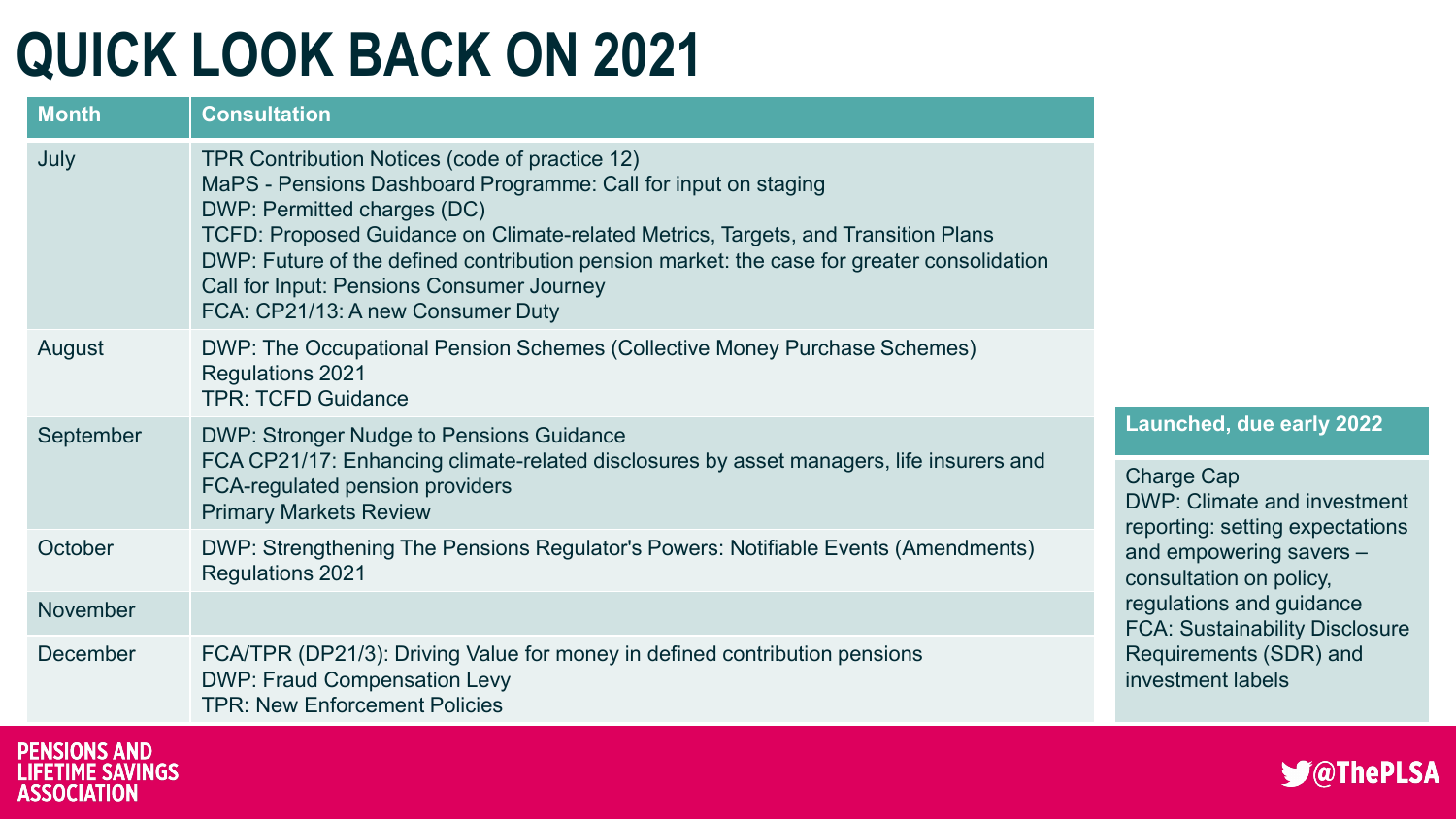# QUICK LOOK BACK ON 2021

| Month | Consultation |
|---|---|
| July | TPR Contribution Notices (code of practice 12)<br>MaPS - Pensions Dashboard Programme: Call for input on staging<br>DWP: Permitted charges (DC)<br>TCFD: Proposed Guidance on Climate-related Metrics, Targets, and Transition Plans<br>DWP: Future of the defined contribution pension market: the case for greater consolidation<br>Call for Input: Pensions Consumer Journey<br>FCA: CP21/13: A new Consumer Duty |
| August | DWP: The Occupational Pension Schemes (Collective Money Purchase Schemes) Regulations 2021<br>TPR: TCFD Guidance |
| September | DWP: Stronger Nudge to Pensions Guidance<br>FCA CP21/17: Enhancing climate-related disclosures by asset managers, life insurers and FCA-regulated pension providers<br>Primary Markets Review |
| October | DWP: Strengthening The Pensions Regulator's Powers: Notifiable Events (Amendments) Regulations 2021 |
| November | |
| December | FCA/TPR (DP21/3): Driving Value for money in defined contribution pensions<br>DWP: Fraud Compensation Levy<br>TPR: New Enforcement Policies |

| Launched, due early 2022 |
|---|
| Charge Cap<br>DWP: Climate and investment reporting: setting expectations and empowering savers – consultation on policy, regulations and guidance<br>FCA: Sustainability Disclosure Requirements (SDR) and investment labels |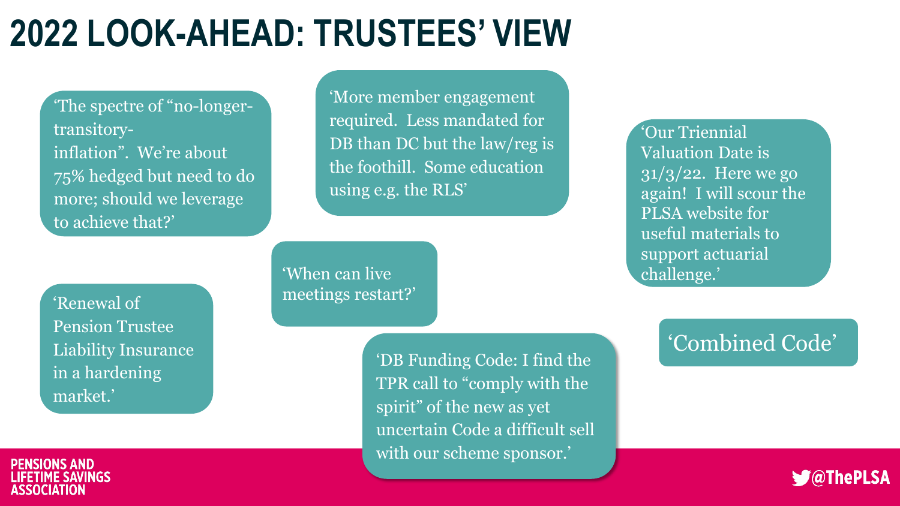# 2022 LOOK-AHEAD: TRUSTEES' VIEW

'The spectre of "no-longer-transitory-inflation". We're about 75% hedged but need to do more; should we leverage to achieve that?'

'More member engagement required. Less mandated for DB than DC but the law/reg is the foothill. Some education using e.g. the RLS'

'Our Triennial Valuation Date is 31/3/22. Here we go again! I will scour the PLSA website for useful materials to support actuarial challenge.'

'When can live meetings restart?'

'Renewal of Pension Trustee Liability Insurance in a hardening market.'

'DB Funding Code: I find the TPR call to "comply with the spirit" of the new as yet uncertain Code a difficult sell with our scheme sponsor.'

'Combined Code'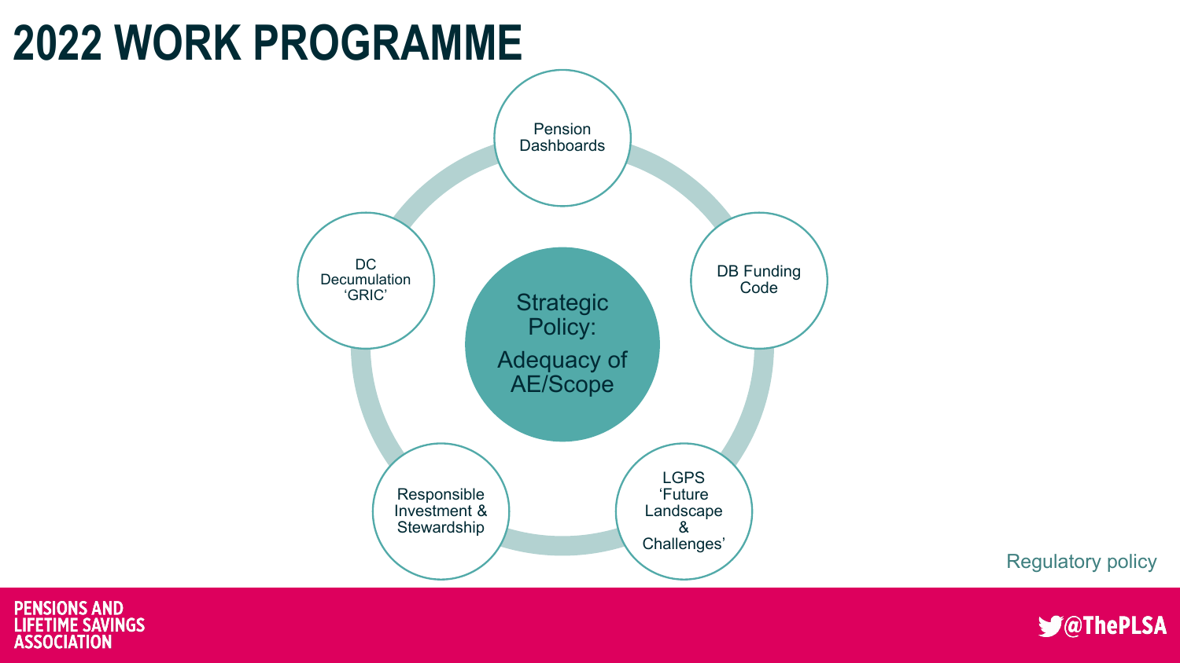# 2022 WORK PROGRAMME

Strategic Policy:

Adequacy of AE/Scope

- Pension Dashboards
- DB Funding Code
- LGPS 'Future Landscape & Challenges'
- Responsible Investment & Stewardship
- DC Decumulation 'GRIC'

Regulatory policy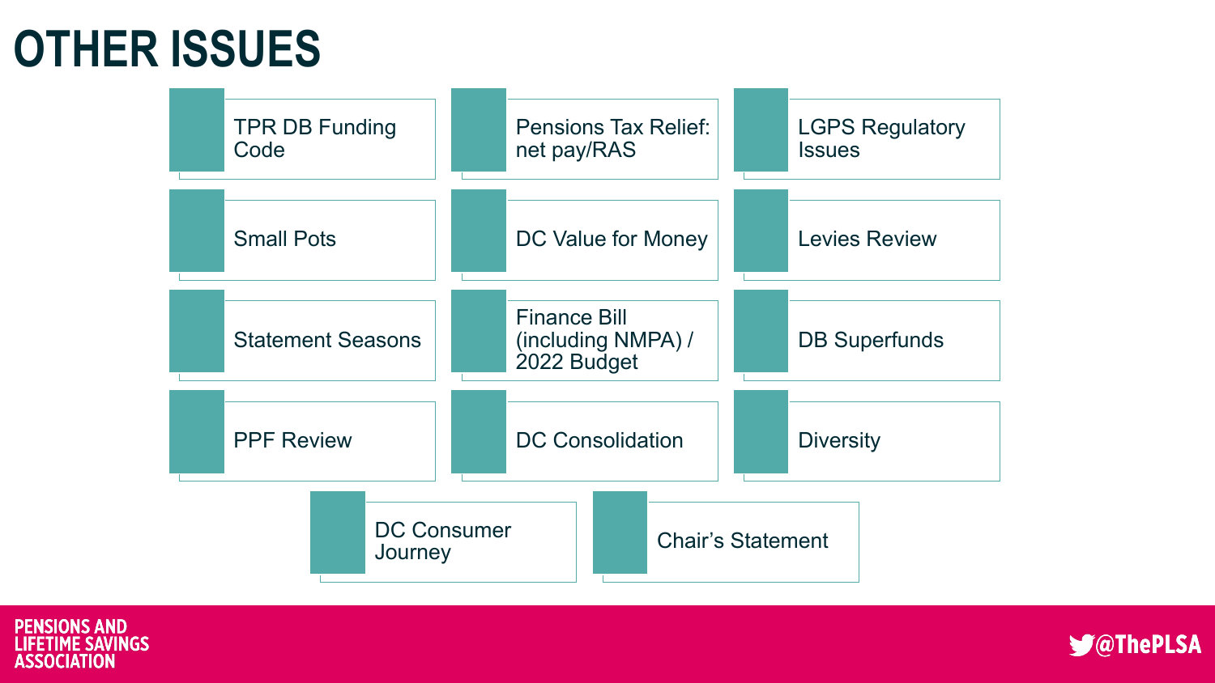# OTHER ISSUES

- TPR DB Funding Code
- Pensions Tax Relief: net pay/RAS
- LGPS Regulatory Issues
- Small Pots
- DC Value for Money
- Levies Review
- Statement Seasons
- Finance Bill (including NMPA) / 2022 Budget
- DB Superfunds
- PPF Review
- DC Consolidation
- Diversity
- DC Consumer Journey
- Chair's Statement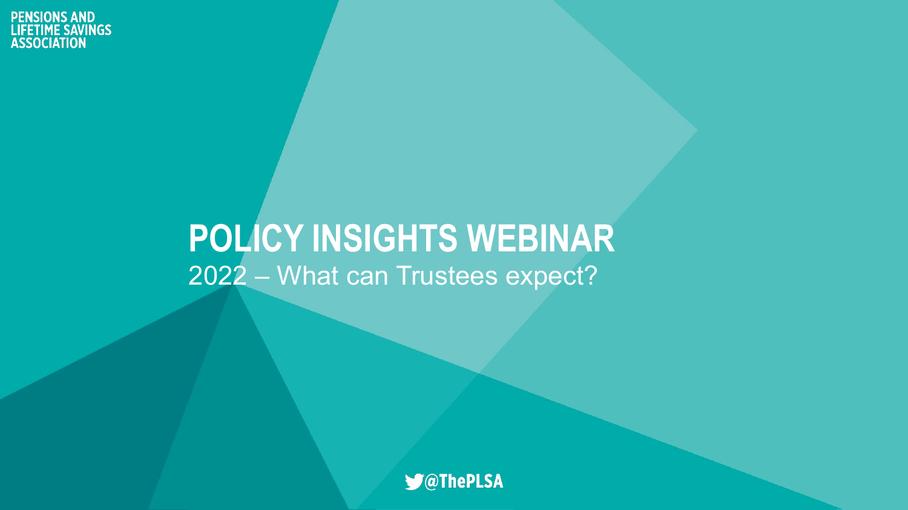PENSIONS AND LIFETIME SAVINGS ASSOCIATION

# POLICY INSIGHTS WEBINAR

2022 – What can Trustees expect?

@ThePLSA